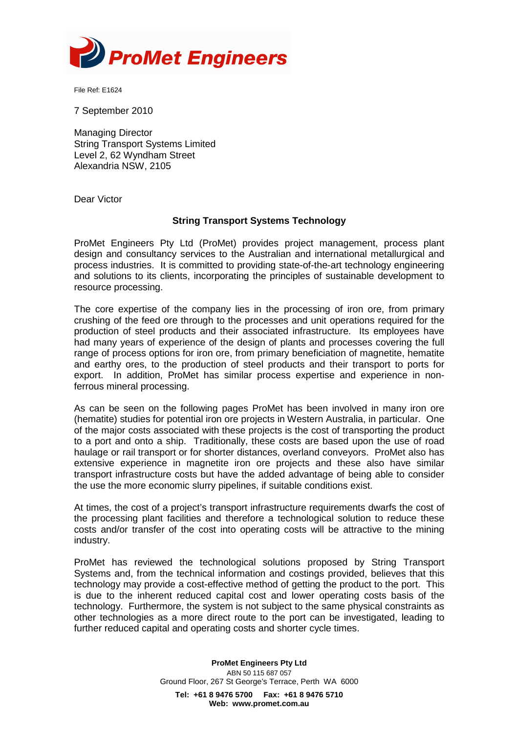**ProMet Engineers**

File Ref: E1624

7 September 2010

Managing Director
String Transport Systems Limited
Level 2, 62 Wyndham Street
Alexandria NSW, 2105

Dear Victor

**String Transport Systems Technology**

ProMet Engineers Pty Ltd (ProMet) provides project management, process plant design and consultancy services to the Australian and international metallurgical and process industries. It is committed to providing state-of-the-art technology engineering and solutions to its clients, incorporating the principles of sustainable development to resource processing.

The core expertise of the company lies in the processing of iron ore, from primary crushing of the feed ore through to the processes and unit operations required for the production of steel products and their associated infrastructure. Its employees have had many years of experience of the design of plants and processes covering the full range of process options for iron ore, from primary beneficiation of magnetite, hematite and earthy ores, to the production of steel products and their transport to ports for export. In addition, ProMet has similar process expertise and experience in non-ferrous mineral processing.

As can be seen on the following pages ProMet has been involved in many iron ore (hematite) studies for potential iron ore projects in Western Australia, in particular. One of the major costs associated with these projects is the cost of transporting the product to a port and onto a ship. Traditionally, these costs are based upon the use of road haulage or rail transport or for shorter distances, overland conveyors. ProMet also has extensive experience in magnetite iron ore projects and these also have similar transport infrastructure costs but have the added advantage of being able to consider the use the more economic slurry pipelines, if suitable conditions exist.

At times, the cost of a project's transport infrastructure requirements dwarfs the cost of the processing plant facilities and therefore a technological solution to reduce these costs and/or transfer of the cost into operating costs will be attractive to the mining industry.

ProMet has reviewed the technological solutions proposed by String Transport Systems and, from the technical information and costings provided, believes that this technology may provide a cost-effective method of getting the product to the port. This is due to the inherent reduced capital cost and lower operating costs basis of the technology. Furthermore, the system is not subject to the same physical constraints as other technologies as a more direct route to the port can be investigated, leading to further reduced capital and operating costs and shorter cycle times.

**ProMet Engineers Pty Ltd**
ABN 50 115 687 057
Ground Floor, 267 St George's Terrace, Perth WA 6000
**Tel: +61 8 9476 5700 Fax: +61 8 9476 5710**
**Web: www.promet.com.au**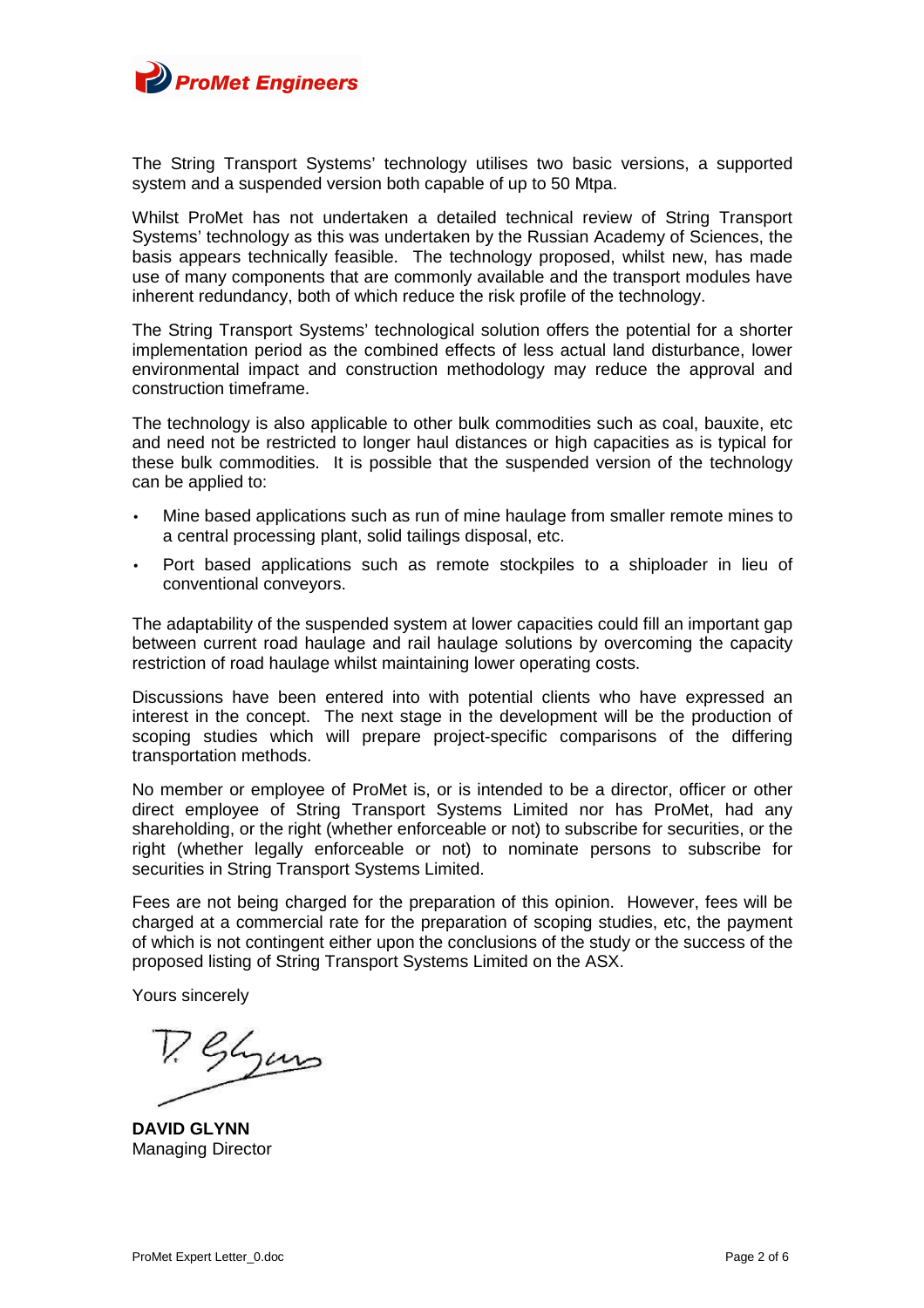The String Transport Systems' technology utilises two basic versions, a supported system and a suspended version both capable of up to 50 Mtpa.

Whilst ProMet has not undertaken a detailed technical review of String Transport Systems' technology as this was undertaken by the Russian Academy of Sciences, the basis appears technically feasible. The technology proposed, whilst new, has made use of many components that are commonly available and the transport modules have inherent redundancy, both of which reduce the risk profile of the technology.

The String Transport Systems' technological solution offers the potential for a shorter implementation period as the combined effects of less actual land disturbance, lower environmental impact and construction methodology may reduce the approval and construction timeframe.

The technology is also applicable to other bulk commodities such as coal, bauxite, etc and need not be restricted to longer haul distances or high capacities as is typical for these bulk commodities. It is possible that the suspended version of the technology can be applied to:

- Mine based applications such as run of mine haulage from smaller remote mines to a central processing plant, solid tailings disposal, etc.
- Port based applications such as remote stockpiles to a shiploader in lieu of conventional conveyors.

The adaptability of the suspended system at lower capacities could fill an important gap between current road haulage and rail haulage solutions by overcoming the capacity restriction of road haulage whilst maintaining lower operating costs.

Discussions have been entered into with potential clients who have expressed an interest in the concept. The next stage in the development will be the production of scoping studies which will prepare project-specific comparisons of the differing transportation methods.

No member or employee of ProMet is, or is intended to be a director, officer or other direct employee of String Transport Systems Limited nor has ProMet, had any shareholding, or the right (whether enforceable or not) to subscribe for securities, or the right (whether legally enforceable or not) to nominate persons to subscribe for securities in String Transport Systems Limited.

Fees are not being charged for the preparation of this opinion. However, fees will be charged at a commercial rate for the preparation of scoping studies, etc, the payment of which is not contingent either upon the conclusions of the study or the success of the proposed listing of String Transport Systems Limited on the ASX.

Yours sincerely

**DAVID GLYNN**
Managing Director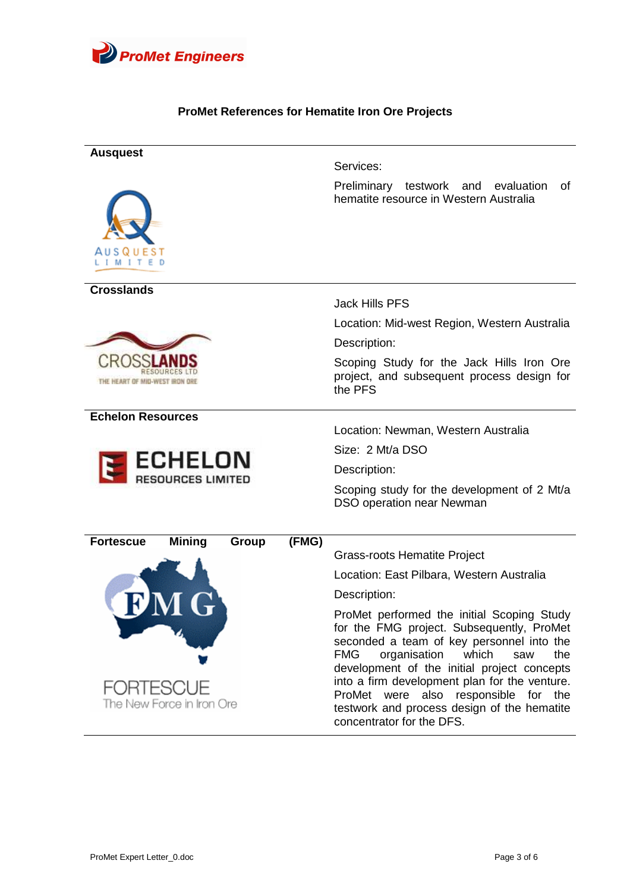## ProMet References for Hematite Iron Ore Projects

| Client | Project |
|---|---|
| **Ausquest** | Services:<br><br>Preliminary testwork and evaluation of hematite resource in Western Australia |
| **Crosslands** | Jack Hills PFS<br><br>Location: Mid-west Region, Western Australia<br><br>Description:<br><br>Scoping Study for the Jack Hills Iron Ore project, and subsequent process design for the PFS |
| **Echelon Resources** | Location: Newman, Western Australia<br><br>Size: 2 Mt/a DSO<br><br>Description:<br><br>Scoping study for the development of 2 Mt/a DSO operation near Newman |
| **Fortescue Mining Group (FMG)** | Grass-roots Hematite Project<br><br>Location: East Pilbara, Western Australia<br><br>Description:<br><br>ProMet performed the initial Scoping Study for the FMG project. Subsequently, ProMet seconded a team of key personnel into the FMG organisation which saw the development of the initial project concepts into a firm development plan for the venture. ProMet were also responsible for the testwork and process design of the hematite concentrator for the DFS. |

ProMet Expert Letter_0.doc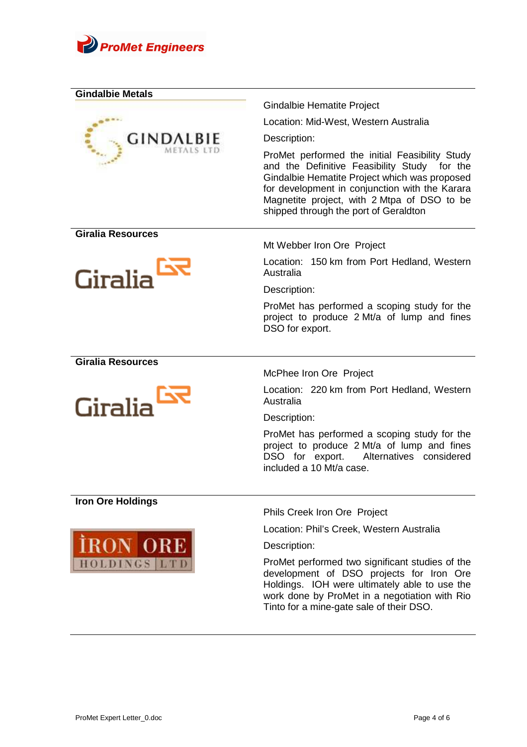## Gindalbie Metals

Gindalbie Hematite Project

Location: Mid-West, Western Australia

Description:

ProMet performed the initial Feasibility Study and the Definitive Feasibility Study for the Gindalbie Hematite Project which was proposed for development in conjunction with the Karara Magnetite project, with 2 Mtpa of DSO to be shipped through the port of Geraldton

## Giralia Resources

Mt Webber Iron Ore Project

Location: 150 km from Port Hedland, Western Australia

Description:

ProMet has performed a scoping study for the project to produce 2 Mt/a of lump and fines DSO for export.

## Giralia Resources

McPhee Iron Ore Project

Location: 220 km from Port Hedland, Western Australia

Description:

ProMet has performed a scoping study for the project to produce 2 Mt/a of lump and fines DSO for export. Alternatives considered included a 10 Mt/a case.

## Iron Ore Holdings

Phils Creek Iron Ore Project

Location: Phil's Creek, Western Australia

Description:

ProMet performed two significant studies of the development of DSO projects for Iron Ore Holdings. IOH were ultimately able to use the work done by ProMet in a negotiation with Rio Tinto for a mine-gate sale of their DSO.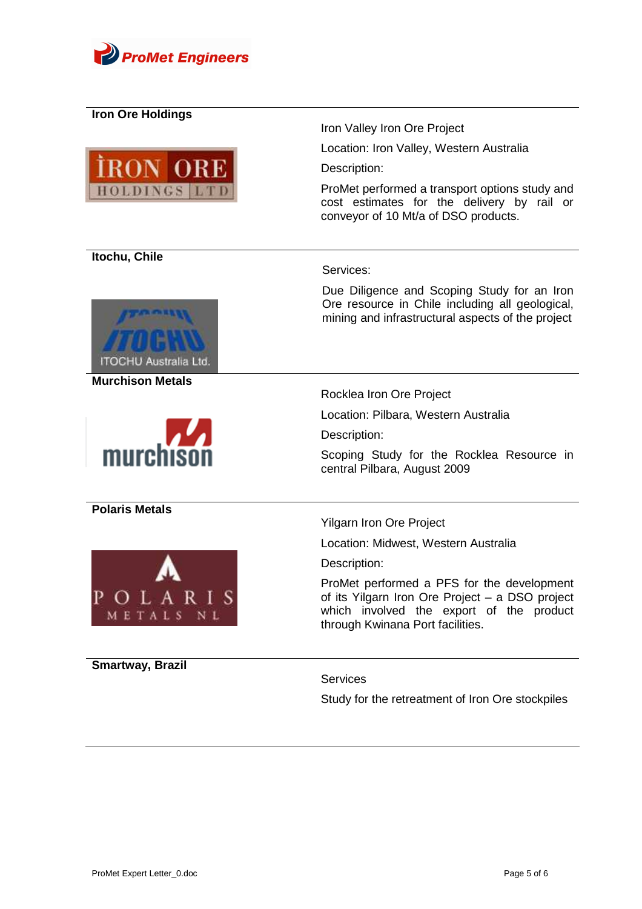**Iron Ore Holdings**

Iron Valley Iron Ore Project

Location: Iron Valley, Western Australia

Description:

ProMet performed a transport options study and cost estimates for the delivery by rail or conveyor of 10 Mt/a of DSO products.

**Itochu, Chile**

Services:

Due Diligence and Scoping Study for an Iron Ore resource in Chile including all geological, mining and infrastructural aspects of the project

**Murchison Metals**

Rocklea Iron Ore Project

Location: Pilbara, Western Australia

Description:

Scoping Study for the Rocklea Resource in central Pilbara, August 2009

**Polaris Metals**

Yilgarn Iron Ore Project

Location: Midwest, Western Australia

Description:

ProMet performed a PFS for the development of its Yilgarn Iron Ore Project – a DSO project which involved the export of the product through Kwinana Port facilities.

**Smartway, Brazil**

Services

Study for the retreatment of Iron Ore stockpiles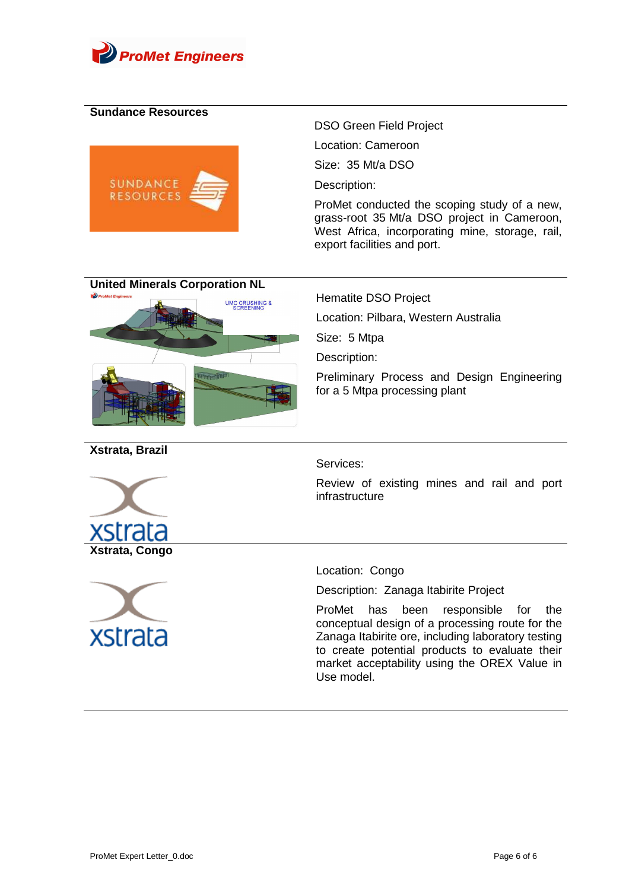## Sundance Resources

DSO Green Field Project

Location: Cameroon

Size: 35 Mt/a DSO

Description:

ProMet conducted the scoping study of a new, grass-root 35 Mt/a DSO project in Cameroon, West Africa, incorporating mine, storage, rail, export facilities and port.

## United Minerals Corporation NL

Hematite DSO Project

Location: Pilbara, Western Australia

Size: 5 Mtpa

Description:

Preliminary Process and Design Engineering for a 5 Mtpa processing plant

## Xstrata, Brazil

Services:

Review of existing mines and rail and port infrastructure

## Xstrata, Congo

Location: Congo

Description: Zanaga Itabirite Project

ProMet has been responsible for the conceptual design of a processing route for the Zanaga Itabirite ore, including laboratory testing to create potential products to evaluate their market acceptability using the OREX Value in Use model.